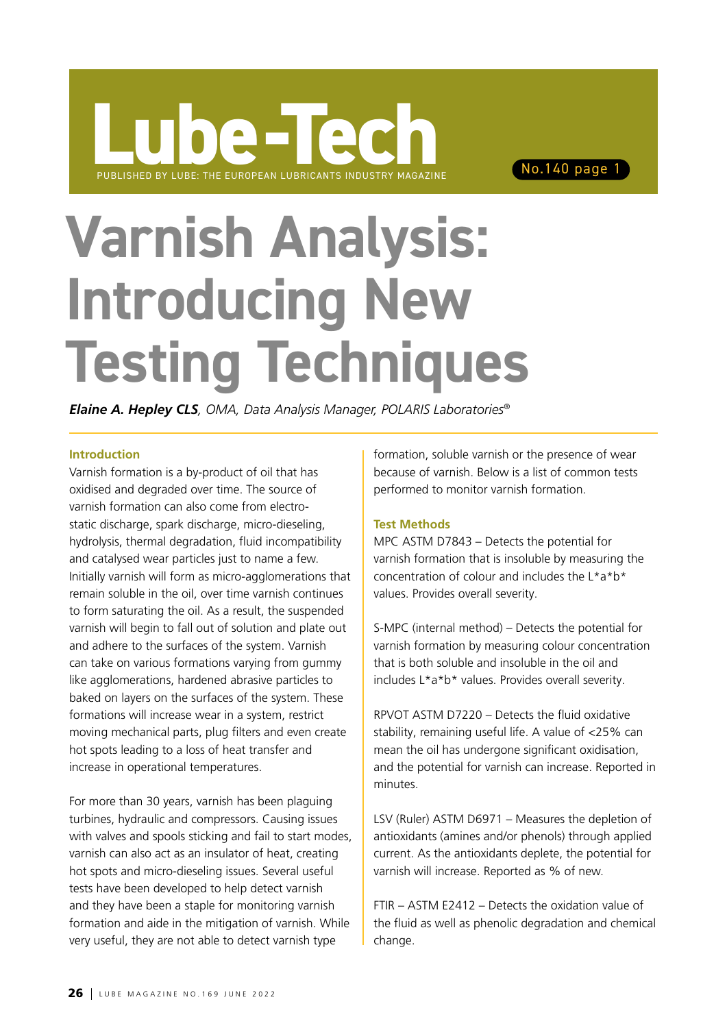# Varnish Analysis: Introducing New Testing Techniques

***Elaine A. Hepley CLS**, OMA, Data Analysis Manager, POLARIS Laboratories®*

## Introduction

Varnish formation is a by-product of oil that has oxidised and degraded over time. The source of varnish formation can also come from electro-static discharge, spark discharge, micro-dieseling, hydrolysis, thermal degradation, fluid incompatibility and catalysed wear particles just to name a few. Initially varnish will form as micro-agglomerations that remain soluble in the oil, over time varnish continues to form saturating the oil. As a result, the suspended varnish will begin to fall out of solution and plate out and adhere to the surfaces of the system. Varnish can take on various formations varying from gummy like agglomerations, hardened abrasive particles to baked on layers on the surfaces of the system. These formations will increase wear in a system, restrict moving mechanical parts, plug filters and even create hot spots leading to a loss of heat transfer and increase in operational temperatures.

For more than 30 years, varnish has been plaguing turbines, hydraulic and compressors. Causing issues with valves and spools sticking and fail to start modes, varnish can also act as an insulator of heat, creating hot spots and micro-dieseling issues. Several useful tests have been developed to help detect varnish and they have been a staple for monitoring varnish formation and aide in the mitigation of varnish. While very useful, they are not able to detect varnish type formation, soluble varnish or the presence of wear because of varnish. Below is a list of common tests performed to monitor varnish formation.

## Test Methods

MPC ASTM D7843 – Detects the potential for varnish formation that is insoluble by measuring the concentration of colour and includes the L*a*b* values. Provides overall severity.

S-MPC (internal method) – Detects the potential for varnish formation by measuring colour concentration that is both soluble and insoluble in the oil and includes L*a*b* values. Provides overall severity.

RPVOT ASTM D7220 – Detects the fluid oxidative stability, remaining useful life. A value of <25% can mean the oil has undergone significant oxidisation, and the potential for varnish can increase. Reported in minutes.

LSV (Ruler) ASTM D6971 – Measures the depletion of antioxidants (amines and/or phenols) through applied current. As the antioxidants deplete, the potential for varnish will increase. Reported as % of new.

FTIR – ASTM E2412 – Detects the oxidation value of the fluid as well as phenolic degradation and chemical change.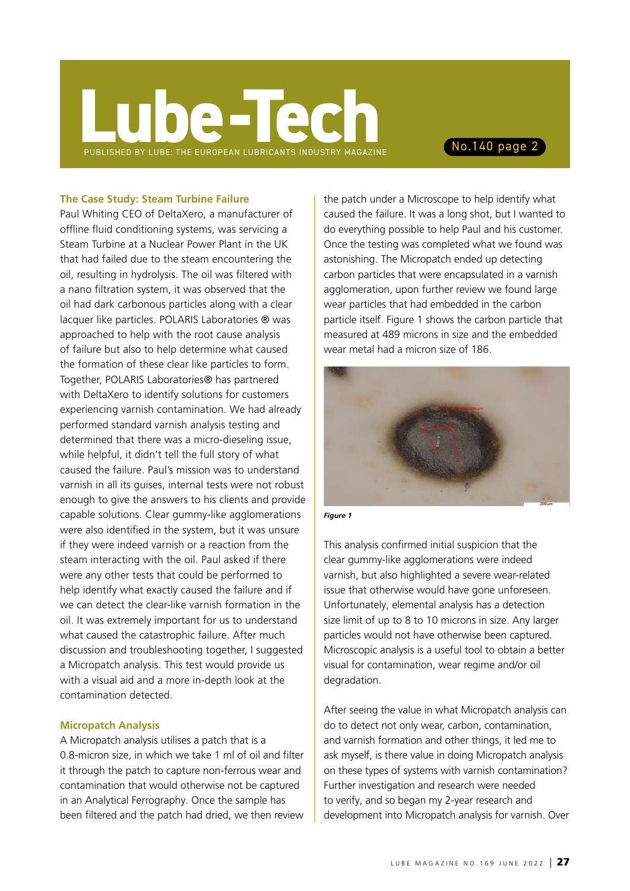## The Case Study: Steam Turbine Failure

Paul Whiting CEO of DeltaXero, a manufacturer of offline fluid conditioning systems, was servicing a Steam Turbine at a Nuclear Power Plant in the UK that had failed due to the steam encountering the oil, resulting in hydrolysis. The oil was filtered with a nano filtration system, it was observed that the oil had dark carbonous particles along with a clear lacquer like particles. POLARIS Laboratories ® was approached to help with the root cause analysis of failure but also to help determine what caused the formation of these clear like particles to form. Together, POLARIS Laboratories® has partnered with DeltaXero to identify solutions for customers experiencing varnish contamination. We had already performed standard varnish analysis testing and determined that there was a micro-dieseling issue, while helpful, it didn't tell the full story of what caused the failure. Paul's mission was to understand varnish in all its guises, internal tests were not robust enough to give the answers to his clients and provide capable solutions. Clear gummy-like agglomerations were also identified in the system, but it was unsure if they were indeed varnish or a reaction from the steam interacting with the oil. Paul asked if there were any other tests that could be performed to help identify what exactly caused the failure and if we can detect the clear-like varnish formation in the oil. It was extremely important for us to understand what caused the catastrophic failure. After much discussion and troubleshooting together, I suggested a Micropatch analysis. This test would provide us with a visual aid and a more in-depth look at the contamination detected.

## Micropatch Analysis

A Micropatch analysis utilises a patch that is a 0.8-micron size, in which we take 1 ml of oil and filter it through the patch to capture non-ferrous wear and contamination that would otherwise not be captured in an Analytical Ferrography. Once the sample has been filtered and the patch had dried, we then review the patch under a Microscope to help identify what caused the failure. It was a long shot, but I wanted to do everything possible to help Paul and his customer. Once the testing was completed what we found was astonishing. The Micropatch ended up detecting carbon particles that were encapsulated in a varnish agglomeration, upon further review we found large wear particles that had embedded in the carbon particle itself. Figure 1 shows the carbon particle that measured at 489 microns in size and the embedded wear metal had a micron size of 186.

*Figure 1*

This analysis confirmed initial suspicion that the clear gummy-like agglomerations were indeed varnish, but also highlighted a severe wear-related issue that otherwise would have gone unforeseen. Unfortunately, elemental analysis has a detection size limit of up to 8 to 10 microns in size. Any larger particles would not have otherwise been captured. Microscopic analysis is a useful tool to obtain a better visual for contamination, wear regime and/or oil degradation.

After seeing the value in what Micropatch analysis can do to detect not only wear, carbon, contamination, and varnish formation and other things, it led me to ask myself, is there value in doing Micropatch analysis on these types of systems with varnish contamination? Further investigation and research were needed to verify, and so began my 2-year research and development into Micropatch analysis for varnish. Over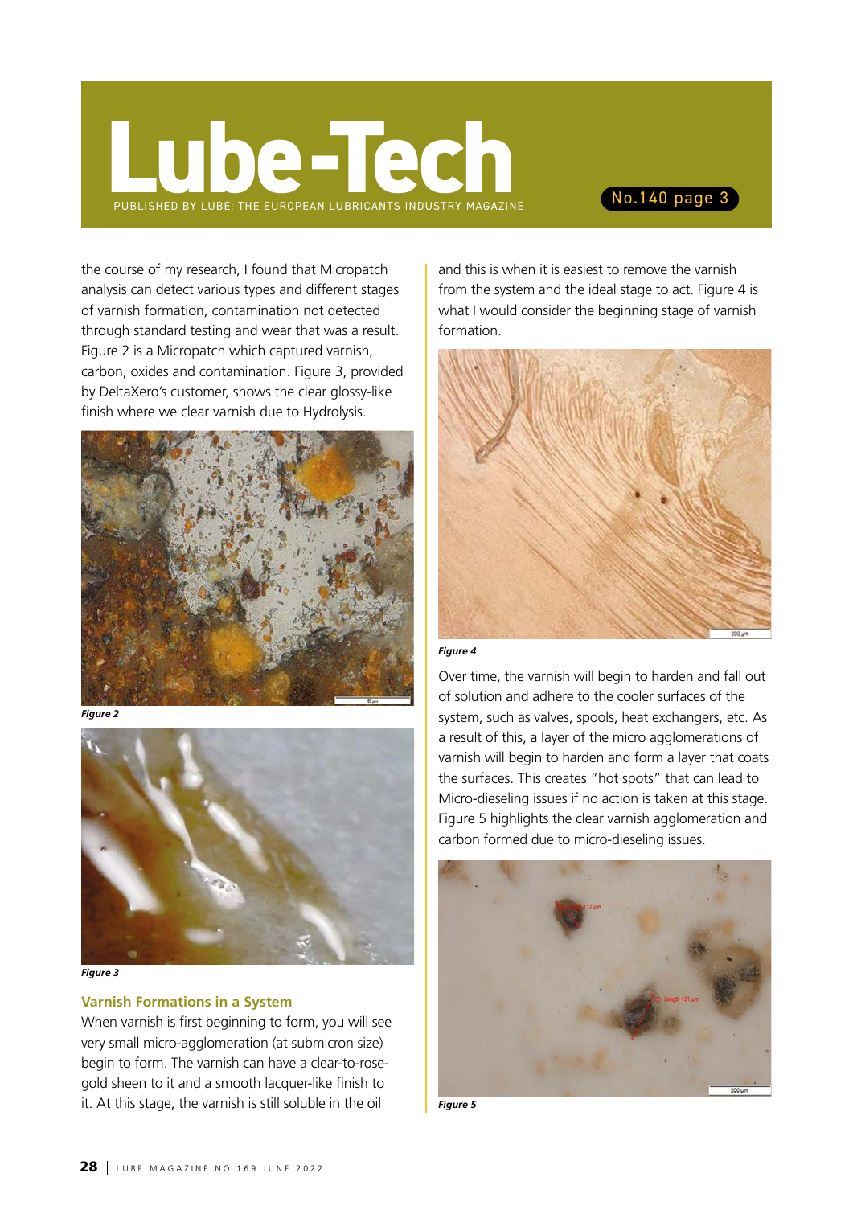the course of my research, I found that Micropatch analysis can detect various types and different stages of varnish formation, contamination not detected through standard testing and wear that was a result. Figure 2 is a Micropatch which captured varnish, carbon, oxides and contamination. Figure 3, provided by DeltaXero's customer, shows the clear glossy-like finish where we clear varnish due to Hydrolysis.

*Figure 2*

*Figure 3*

### Varnish Formations in a System

When varnish is first beginning to form, you will see very small micro-agglomeration (at submicron size) begin to form. The varnish can have a clear-to-rose-gold sheen to it and a smooth lacquer-like finish to it. At this stage, the varnish is still soluble in the oil and this is when it is easiest to remove the varnish from the system and the ideal stage to act. Figure 4 is what I would consider the beginning stage of varnish formation.

*Figure 4*

Over time, the varnish will begin to harden and fall out of solution and adhere to the cooler surfaces of the system, such as valves, spools, heat exchangers, etc. As a result of this, a layer of the micro agglomerations of varnish will begin to harden and form a layer that coats the surfaces. This creates "hot spots" that can lead to Micro-dieseling issues if no action is taken at this stage. Figure 5 highlights the clear varnish agglomeration and carbon formed due to micro-dieseling issues.

*Figure 5*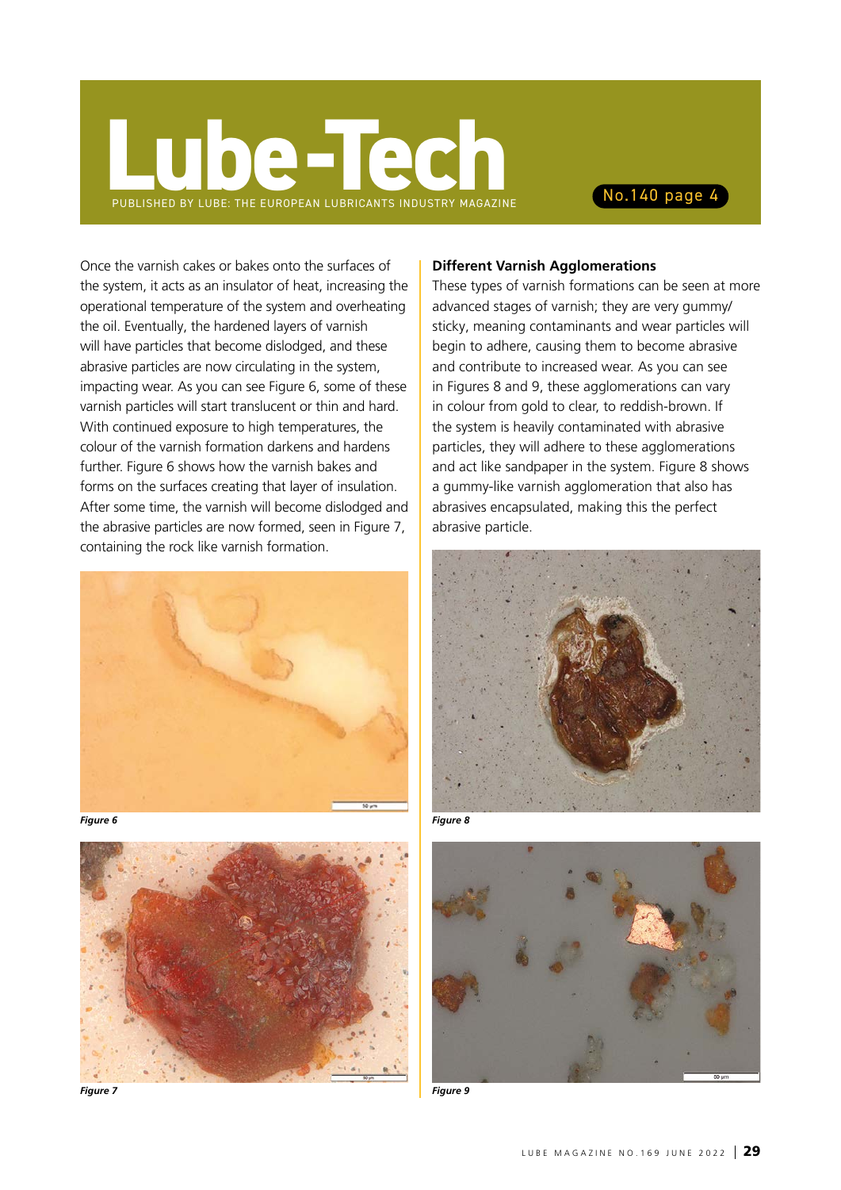Once the varnish cakes or bakes onto the surfaces of the system, it acts as an insulator of heat, increasing the operational temperature of the system and overheating the oil. Eventually, the hardened layers of varnish will have particles that become dislodged, and these abrasive particles are now circulating in the system, impacting wear. As you can see Figure 6, some of these varnish particles will start translucent or thin and hard. With continued exposure to high temperatures, the colour of the varnish formation darkens and hardens further. Figure 6 shows how the varnish bakes and forms on the surfaces creating that layer of insulation. After some time, the varnish will become dislodged and the abrasive particles are now formed, seen in Figure 7, containing the rock like varnish formation.

*Figure 6*

*Figure 7*

**Different Varnish Agglomerations**

These types of varnish formations can be seen at more advanced stages of varnish; they are very gummy/ sticky, meaning contaminants and wear particles will begin to adhere, causing them to become abrasive and contribute to increased wear. As you can see in Figures 8 and 9, these agglomerations can vary in colour from gold to clear, to reddish-brown. If the system is heavily contaminated with abrasive particles, they will adhere to these agglomerations and act like sandpaper in the system. Figure 8 shows a gummy-like varnish agglomeration that also has abrasives encapsulated, making this the perfect abrasive particle.

*Figure 8*

*Figure 9*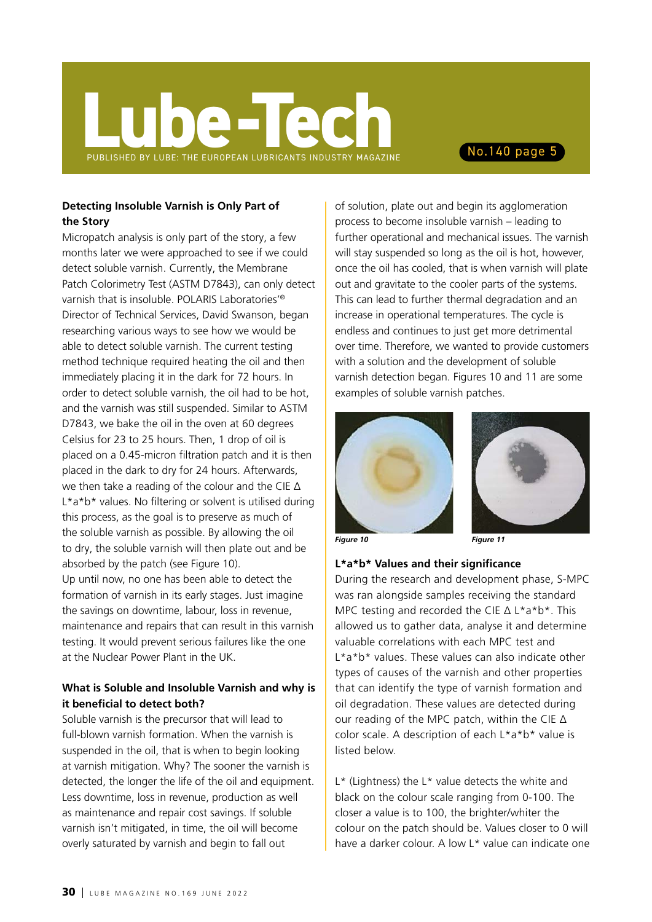### Detecting Insoluble Varnish is Only Part of the Story

Micropatch analysis is only part of the story, a few months later we were approached to see if we could detect soluble varnish. Currently, the Membrane Patch Colorimetry Test (ASTM D7843), can only detect varnish that is insoluble. POLARIS Laboratories'® Director of Technical Services, David Swanson, began researching various ways to see how we would be able to detect soluble varnish. The current testing method technique required heating the oil and then immediately placing it in the dark for 72 hours. In order to detect soluble varnish, the oil had to be hot, and the varnish was still suspended. Similar to ASTM D7843, we bake the oil in the oven at 60 degrees Celsius for 23 to 25 hours. Then, 1 drop of oil is placed on a 0.45-micron filtration patch and it is then placed in the dark to dry for 24 hours. Afterwards, we then take a reading of the colour and the CIE Δ L*a*b* values. No filtering or solvent is utilised during this process, as the goal is to preserve as much of the soluble varnish as possible. By allowing the oil to dry, the soluble varnish will then plate out and be absorbed by the patch (see Figure 10).

Up until now, no one has been able to detect the formation of varnish in its early stages. Just imagine the savings on downtime, labour, loss in revenue, maintenance and repairs that can result in this varnish testing. It would prevent serious failures like the one at the Nuclear Power Plant in the UK.

### What is Soluble and Insoluble Varnish and why is it beneficial to detect both?

Soluble varnish is the precursor that will lead to full-blown varnish formation. When the varnish is suspended in the oil, that is when to begin looking at varnish mitigation. Why? The sooner the varnish is detected, the longer the life of the oil and equipment. Less downtime, loss in revenue, production as well as maintenance and repair cost savings. If soluble varnish isn't mitigated, in time, the oil will become overly saturated by varnish and begin to fall out of solution, plate out and begin its agglomeration process to become insoluble varnish – leading to further operational and mechanical issues. The varnish will stay suspended so long as the oil is hot, however, once the oil has cooled, that is when varnish will plate out and gravitate to the cooler parts of the systems. This can lead to further thermal degradation and an increase in operational temperatures. The cycle is endless and continues to just get more detrimental over time. Therefore, we wanted to provide customers with a solution and the development of soluble varnish detection began. Figures 10 and 11 are some examples of soluble varnish patches.

*Figure 10*

*Figure 11*

### L*a*b* Values and their significance

During the research and development phase, S-MPC was ran alongside samples receiving the standard MPC testing and recorded the CIE Δ L*a*b*. This allowed us to gather data, analyse it and determine valuable correlations with each MPC test and L*a*b* values. These values can also indicate other types of causes of the varnish and other properties that can identify the type of varnish formation and oil degradation. These values are detected during our reading of the MPC patch, within the CIE Δ color scale. A description of each L*a*b* value is listed below.

L* (Lightness) the L* value detects the white and black on the colour scale ranging from 0-100. The closer a value is to 100, the brighter/whiter the colour on the patch should be. Values closer to 0 will have a darker colour. A low L* value can indicate one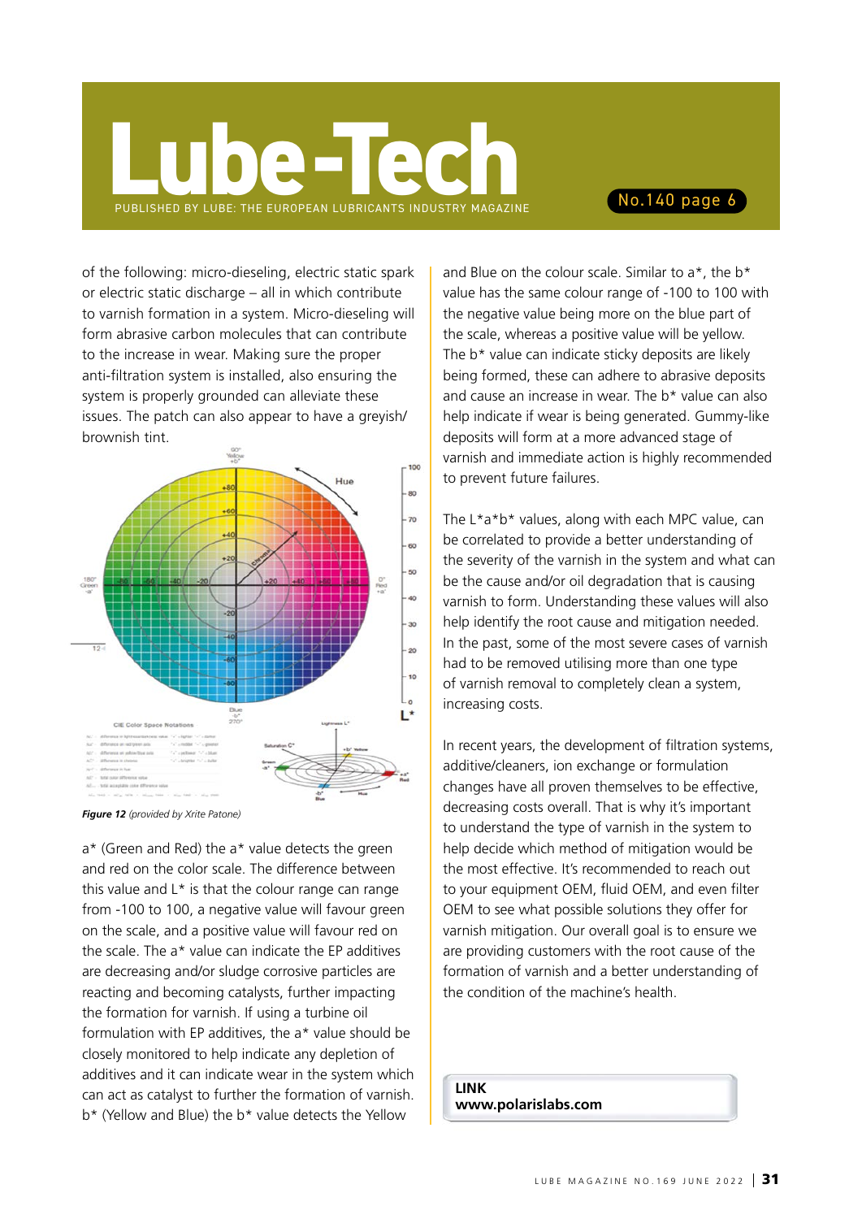of the following: micro-dieseling, electric static spark or electric static discharge – all in which contribute to varnish formation in a system. Micro-dieseling will form abrasive carbon molecules that can contribute to the increase in wear. Making sure the proper anti-filtration system is installed, also ensuring the system is properly grounded can alleviate these issues. The patch can also appear to have a greyish/brownish tint.

90° Yellow +b*

Hue

180° Green -a*

0° Red +a*

Chroma

+80 +60 +40 +20 -20 -40 -60 -80

-80 -60 -40 -20 +20 +40 +60 +80

Blue -b* 270°

100 80 70 60 50 40 30 20 10 0

L*

CIE Color Space Notations

Lightness L*

Saturation C*

+b* Yellow

Green -a*

+a* Red

-b* Blue

Hue

***Figure 12*** *(provided by Xrite Patone)*

a* (Green and Red) the a* value detects the green and red on the color scale. The difference between this value and L* is that the colour range can range from -100 to 100, a negative value will favour green on the scale, and a positive value will favour red on the scale. The a* value can indicate the EP additives are decreasing and/or sludge corrosive particles are reacting and becoming catalysts, further impacting the formation for varnish. If using a turbine oil formulation with EP additives, the a* value should be closely monitored to help indicate any depletion of additives and it can indicate wear in the system which can act as catalyst to further the formation of varnish. b* (Yellow and Blue) the b* value detects the Yellow and Blue on the colour scale. Similar to a*, the b* value has the same colour range of -100 to 100 with the negative value being more on the blue part of the scale, whereas a positive value will be yellow. The b* value can indicate sticky deposits are likely being formed, these can adhere to abrasive deposits and cause an increase in wear. The b* value can also help indicate if wear is being generated. Gummy-like deposits will form at a more advanced stage of varnish and immediate action is highly recommended to prevent future failures.

The L*a*b* values, along with each MPC value, can be correlated to provide a better understanding of the severity of the varnish in the system and what can be the cause and/or oil degradation that is causing varnish to form. Understanding these values will also help identify the root cause and mitigation needed. In the past, some of the most severe cases of varnish had to be removed utilising more than one type of varnish removal to completely clean a system, increasing costs.

In recent years, the development of filtration systems, additive/cleaners, ion exchange or formulation changes have all proven themselves to be effective, decreasing costs overall. That is why it's important to understand the type of varnish in the system to help decide which method of mitigation would be the most effective. It's recommended to reach out to your equipment OEM, fluid OEM, and even filter OEM to see what possible solutions they offer for varnish mitigation. Our overall goal is to ensure we are providing customers with the root cause of the formation of varnish and a better understanding of the condition of the machine's health.

**LINK**
**www.polarislabs.com**